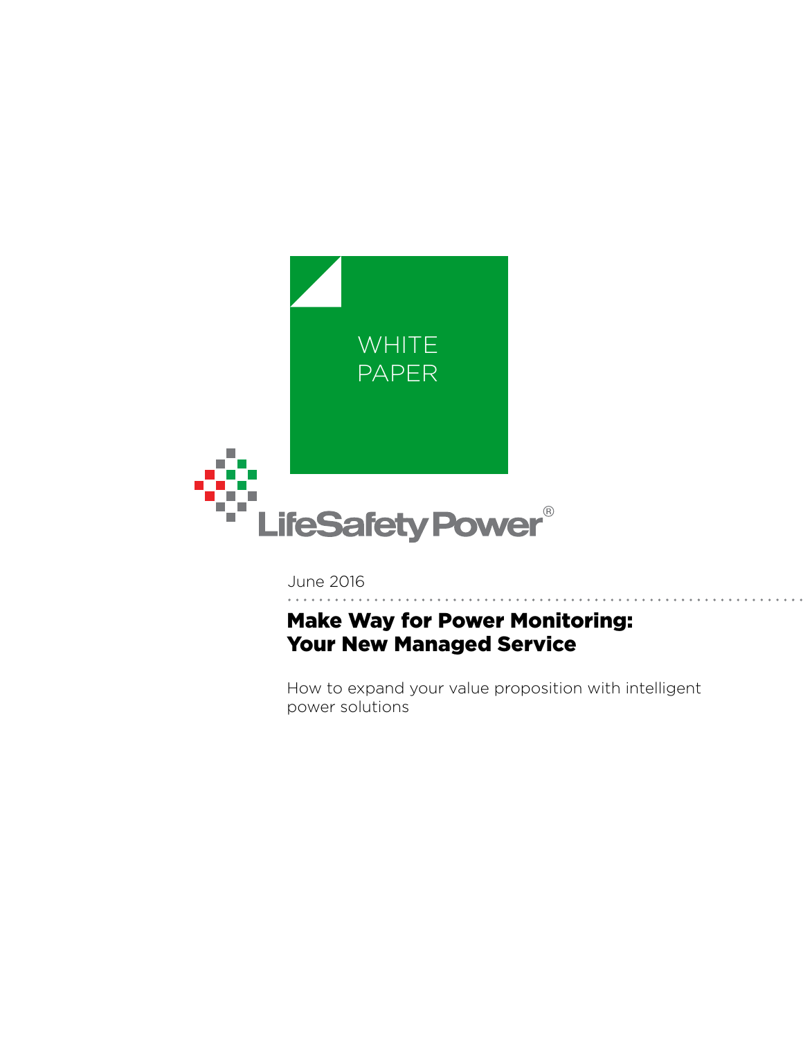WHITE PAPER

LifeSafety Power®

June 2016

# Make Way for Power Monitoring: Your New Managed Service

How to expand your value proposition with intelligent power solutions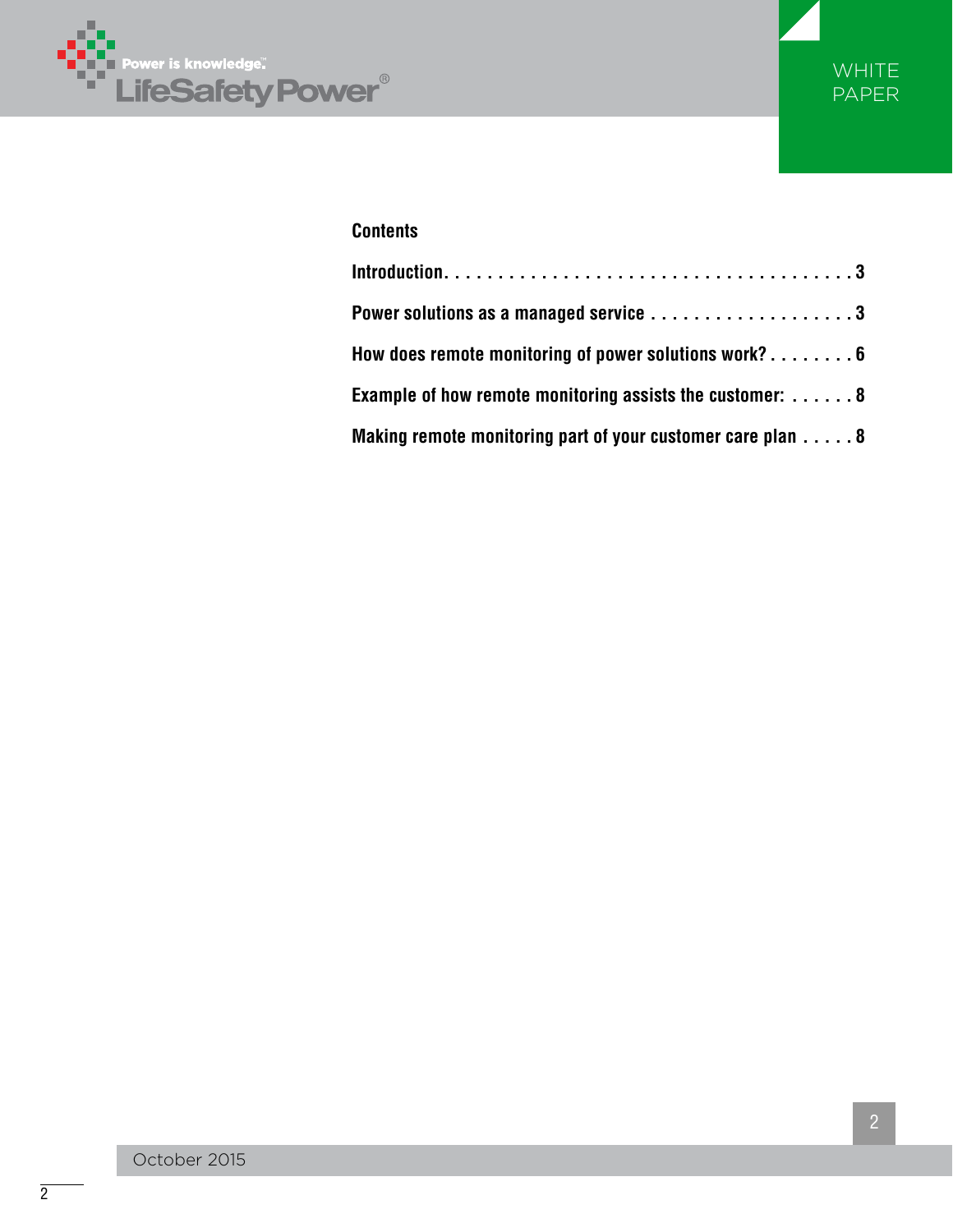## Contents

| | |
|---|---|
| Introduction | 3 |
| Power solutions as a managed service | 3 |
| How does remote monitoring of power solutions work? | 6 |
| Example of how remote monitoring assists the customer: | 8 |
| Making remote monitoring part of your customer care plan | 8 |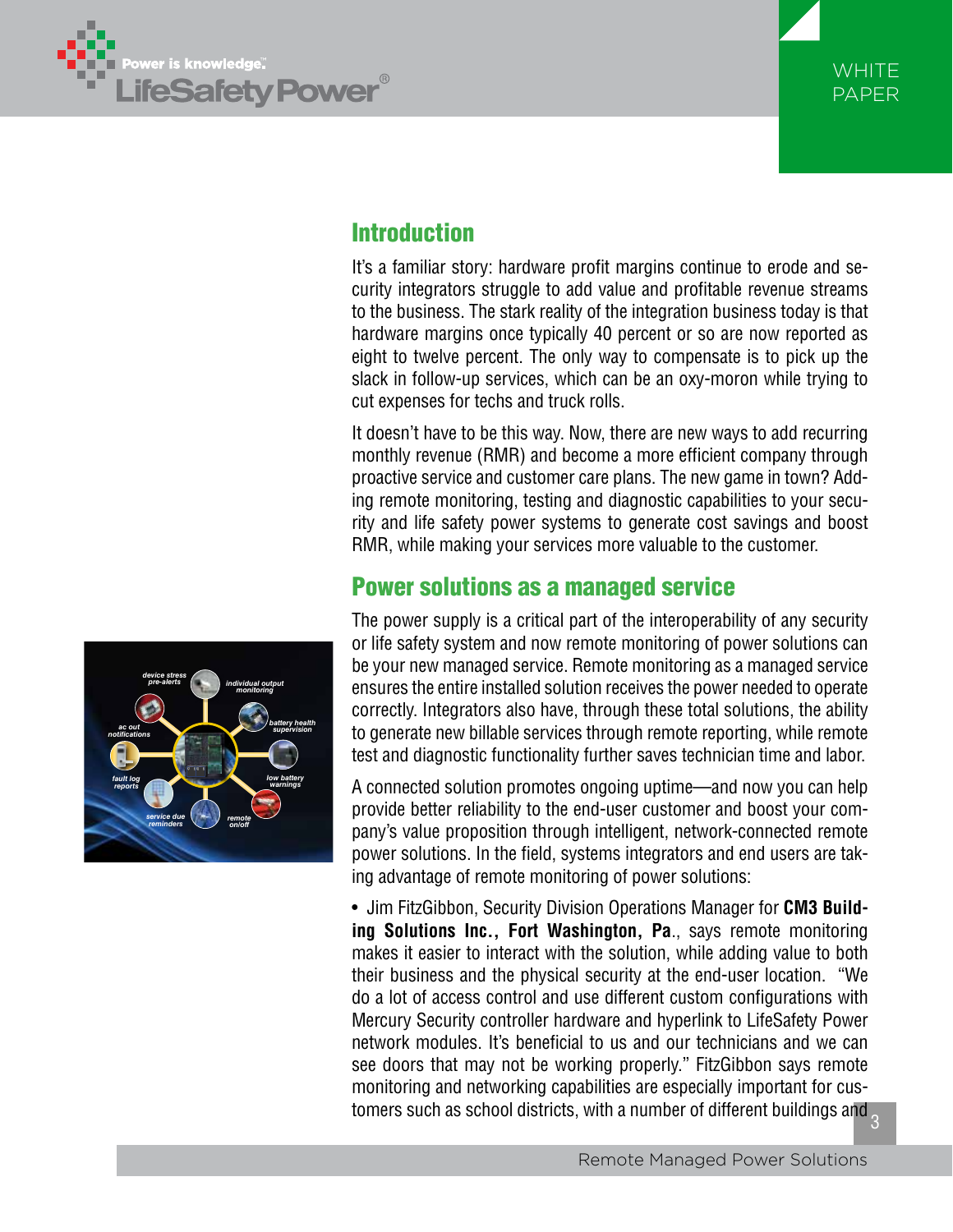## Introduction

It's a familiar story: hardware profit margins continue to erode and security integrators struggle to add value and profitable revenue streams to the business. The stark reality of the integration business today is that hardware margins once typically 40 percent or so are now reported as eight to twelve percent. The only way to compensate is to pick up the slack in follow-up services, which can be an oxy-moron while trying to cut expenses for techs and truck rolls.

It doesn't have to be this way. Now, there are new ways to add recurring monthly revenue (RMR) and become a more efficient company through proactive service and customer care plans. The new game in town? Adding remote monitoring, testing and diagnostic capabilities to your security and life safety power systems to generate cost savings and boost RMR, while making your services more valuable to the customer.

## Power solutions as a managed service

The power supply is a critical part of the interoperability of any security or life safety system and now remote monitoring of power solutions can be your new managed service. Remote monitoring as a managed service ensures the entire installed solution receives the power needed to operate correctly. Integrators also have, through these total solutions, the ability to generate new billable services through remote reporting, while remote test and diagnostic functionality further saves technician time and labor.

A connected solution promotes ongoing uptime—and now you can help provide better reliability to the end-user customer and boost your company's value proposition through intelligent, network-connected remote power solutions. In the field, systems integrators and end users are taking advantage of remote monitoring of power solutions:

- Jim FitzGibbon, Security Division Operations Manager for **CM3 Building Solutions Inc., Fort Washington, Pa**., says remote monitoring makes it easier to interact with the solution, while adding value to both their business and the physical security at the end-user location. "We do a lot of access control and use different custom configurations with Mercury Security controller hardware and hyperlink to LifeSafety Power network modules. It's beneficial to us and our technicians and we can see doors that may not be working properly." FitzGibbon says remote monitoring and networking capabilities are especially important for customers such as school districts, with a number of different buildings and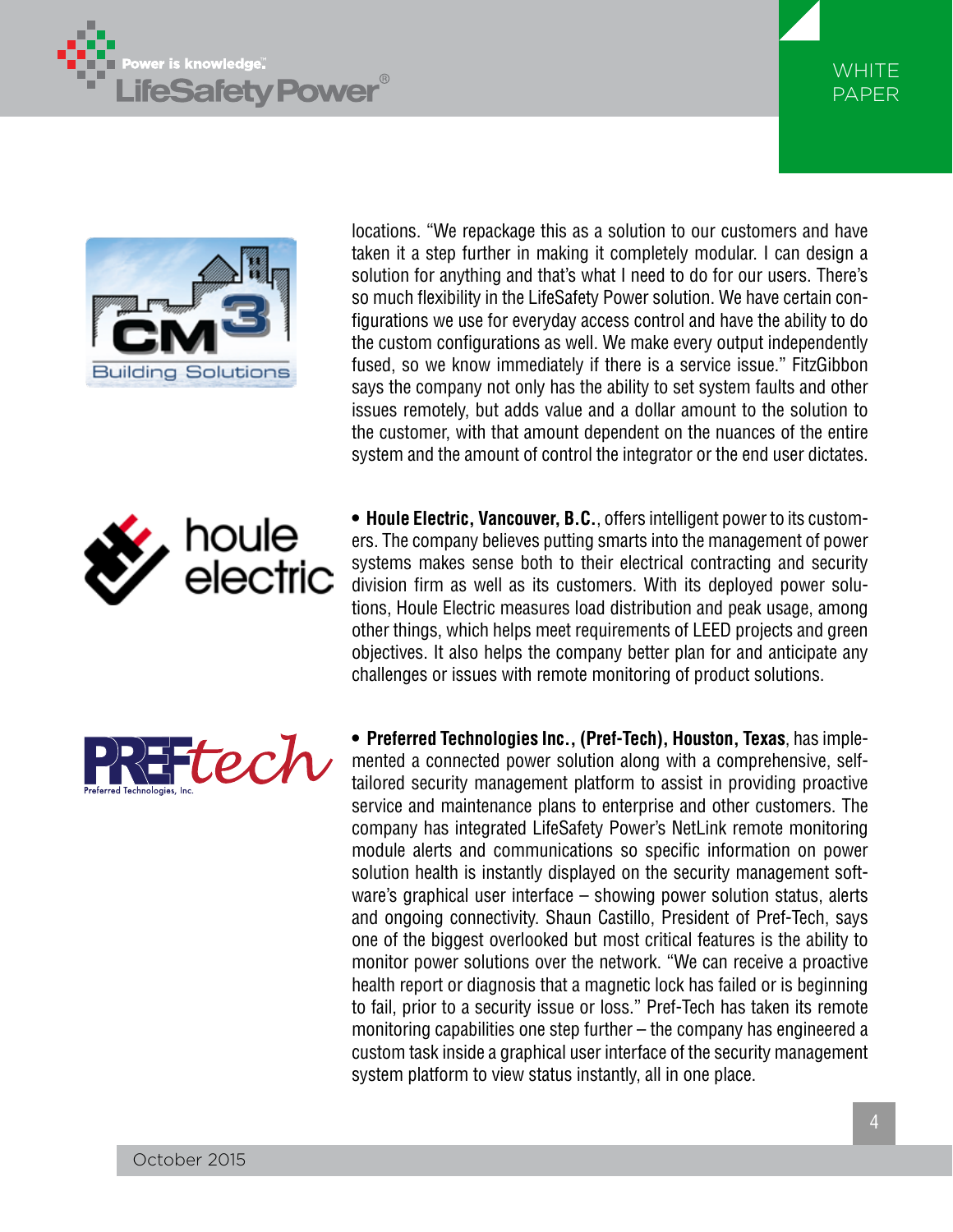locations. “We repackage this as a solution to our customers and have taken it a step further in making it completely modular. I can design a solution for anything and that’s what I need to do for our users. There’s so much flexibility in the LifeSafety Power solution. We have certain configurations we use for everyday access control and have the ability to do the custom configurations as well. We make every output independently fused, so we know immediately if there is a service issue.” FitzGibbon says the company not only has the ability to set system faults and other issues remotely, but adds value and a dollar amount to the solution to the customer, with that amount dependent on the nuances of the entire system and the amount of control the integrator or the end user dictates.

- **Houle Electric, Vancouver, B.C.**, offers intelligent power to its customers. The company believes putting smarts into the management of power systems makes sense both to their electrical contracting and security division firm as well as its customers. With its deployed power solutions, Houle Electric measures load distribution and peak usage, among other things, which helps meet requirements of LEED projects and green objectives. It also helps the company better plan for and anticipate any challenges or issues with remote monitoring of product solutions.

- **Preferred Technologies Inc., (Pref-Tech), Houston, Texas**, has implemented a connected power solution along with a comprehensive, self-tailored security management platform to assist in providing proactive service and maintenance plans to enterprise and other customers. The company has integrated LifeSafety Power’s NetLink remote monitoring module alerts and communications so specific information on power solution health is instantly displayed on the security management software’s graphical user interface – showing power solution status, alerts and ongoing connectivity. Shaun Castillo, President of Pref-Tech, says one of the biggest overlooked but most critical features is the ability to monitor power solutions over the network. “We can receive a proactive health report or diagnosis that a magnetic lock has failed or is beginning to fail, prior to a security issue or loss.” Pref-Tech has taken its remote monitoring capabilities one step further – the company has engineered a custom task inside a graphical user interface of the security management system platform to view status instantly, all in one place.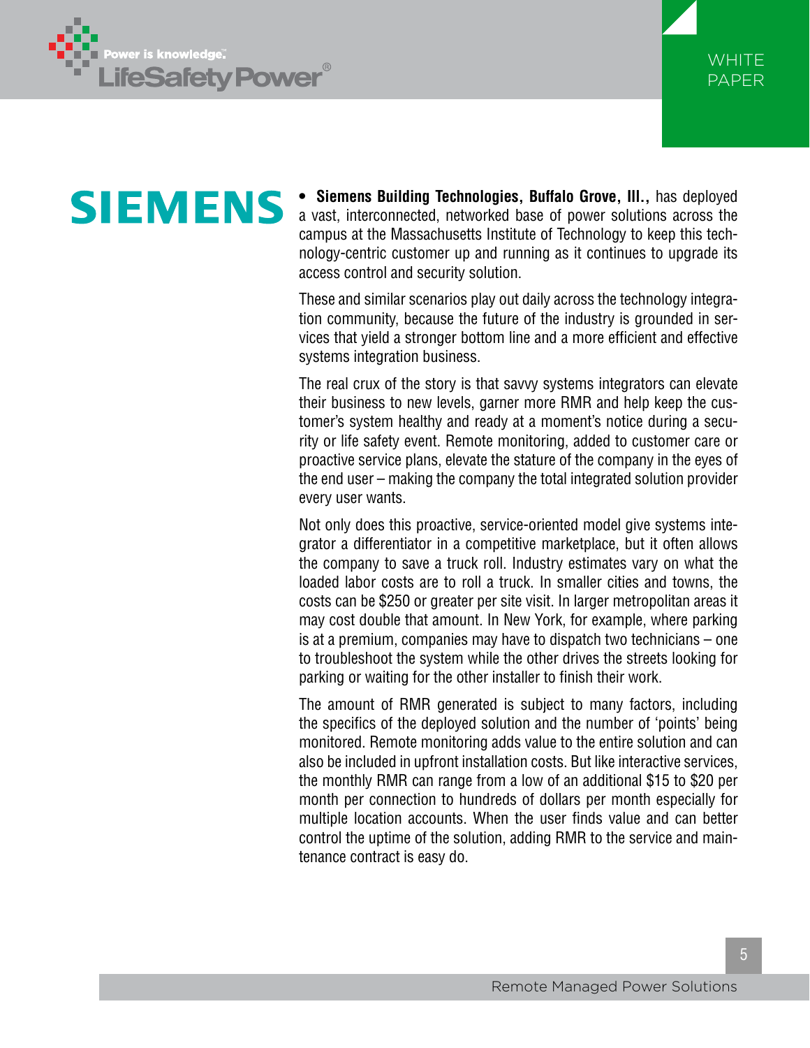SIEMENS

- **Siemens Building Technologies, Buffalo Grove, Ill.,** has deployed a vast, interconnected, networked base of power solutions across the campus at the Massachusetts Institute of Technology to keep this technology-centric customer up and running as it continues to upgrade its access control and security solution.

These and similar scenarios play out daily across the technology integration community, because the future of the industry is grounded in services that yield a stronger bottom line and a more efficient and effective systems integration business.

The real crux of the story is that savvy systems integrators can elevate their business to new levels, garner more RMR and help keep the customer's system healthy and ready at a moment's notice during a security or life safety event. Remote monitoring, added to customer care or proactive service plans, elevate the stature of the company in the eyes of the end user – making the company the total integrated solution provider every user wants.

Not only does this proactive, service-oriented model give systems integrator a differentiator in a competitive marketplace, but it often allows the company to save a truck roll. Industry estimates vary on what the loaded labor costs are to roll a truck. In smaller cities and towns, the costs can be $250 or greater per site visit. In larger metropolitan areas it may cost double that amount. In New York, for example, where parking is at a premium, companies may have to dispatch two technicians – one to troubleshoot the system while the other drives the streets looking for parking or waiting for the other installer to finish their work.

The amount of RMR generated is subject to many factors, including the specifics of the deployed solution and the number of 'points' being monitored. Remote monitoring adds value to the entire solution and can also be included in upfront installation costs. But like interactive services, the monthly RMR can range from a low of an additional $15 to $20 per month per connection to hundreds of dollars per month especially for multiple location accounts. When the user finds value and can better control the uptime of the solution, adding RMR to the service and maintenance contract is easy do.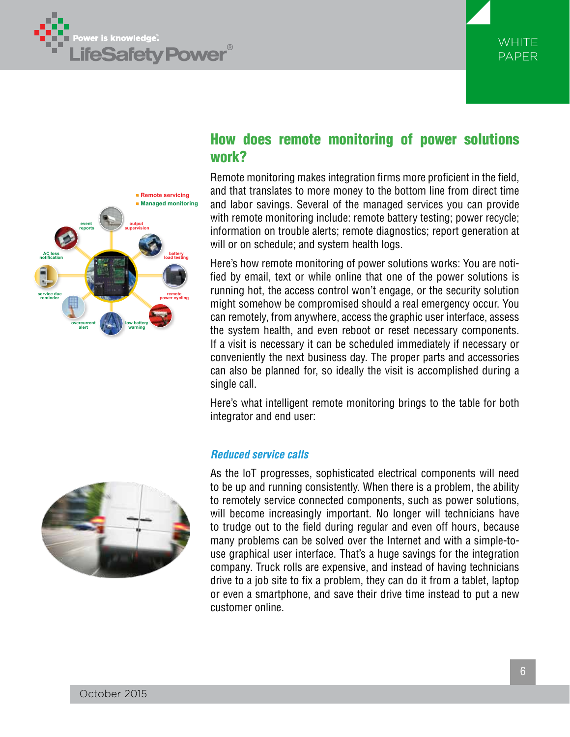## How does remote monitoring of power solutions work?

Remote monitoring makes integration firms more proficient in the field, and that translates to more money to the bottom line from direct time and labor savings. Several of the managed services you can provide with remote monitoring include: remote battery testing; power recycle; information on trouble alerts; remote diagnostics; report generation at will or on schedule; and system health logs.

Here's how remote monitoring of power solutions works: You are notified by email, text or while online that one of the power solutions is running hot, the access control won't engage, or the security solution might somehow be compromised should a real emergency occur. You can remotely, from anywhere, access the graphic user interface, assess the system health, and even reboot or reset necessary components. If a visit is necessary it can be scheduled immediately if necessary or conveniently the next business day. The proper parts and accessories can also be planned for, so ideally the visit is accomplished during a single call.

Here's what intelligent remote monitoring brings to the table for both integrator and end user:

### *Reduced service calls*

As the IoT progresses, sophisticated electrical components will need to be up and running consistently. When there is a problem, the ability to remotely service connected components, such as power solutions, will become increasingly important. No longer will technicians have to trudge out to the field during regular and even off hours, because many problems can be solved over the Internet and with a simple-to-use graphical user interface. That's a huge savings for the integration company. Truck rolls are expensive, and instead of having technicians drive to a job site to fix a problem, they can do it from a tablet, laptop or even a smartphone, and save their drive time instead to put a new customer online.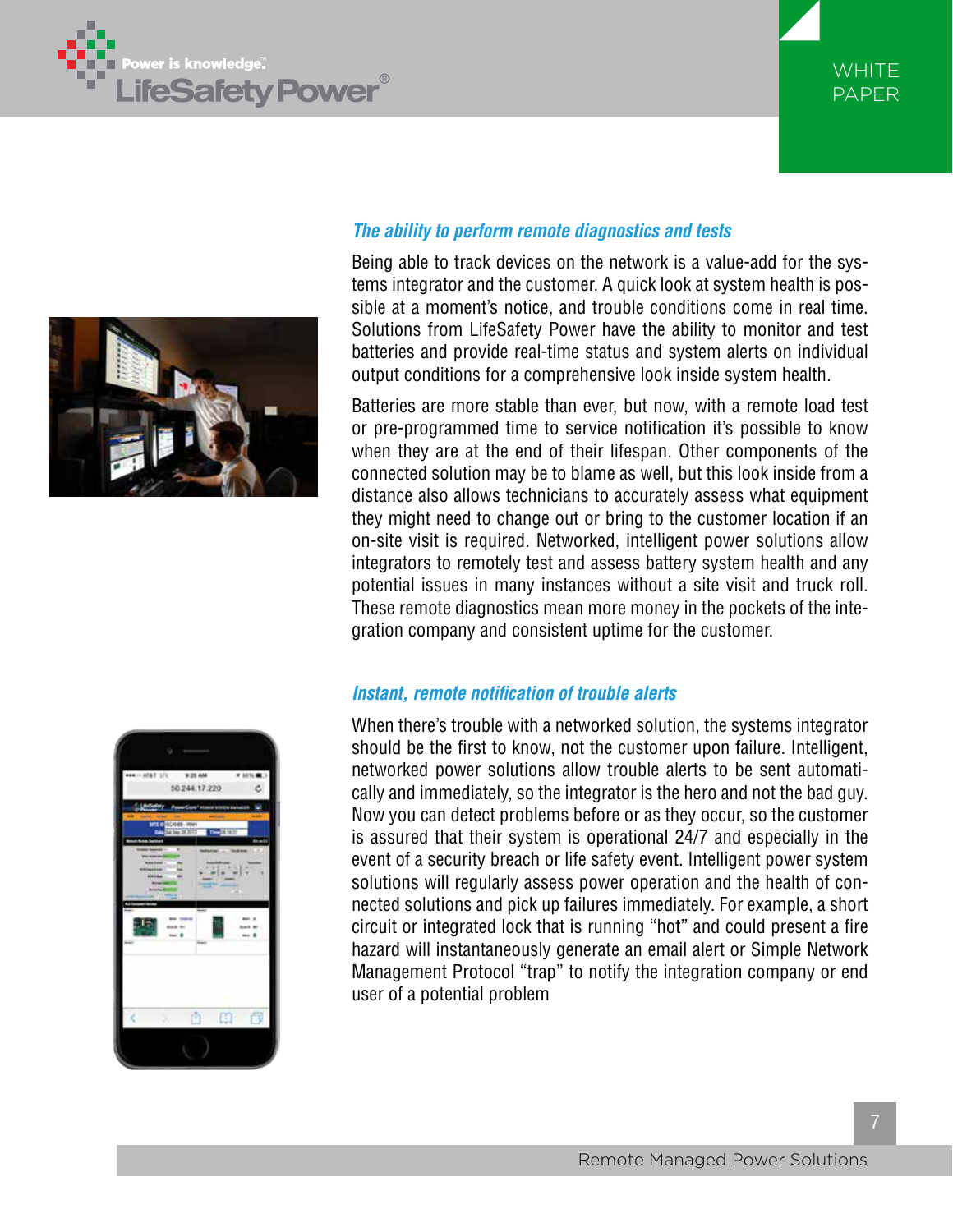### *The ability to perform remote diagnostics and tests*

Being able to track devices on the network is a value-add for the systems integrator and the customer. A quick look at system health is possible at a moment's notice, and trouble conditions come in real time. Solutions from LifeSafety Power have the ability to monitor and test batteries and provide real-time status and system alerts on individual output conditions for a comprehensive look inside system health.

Batteries are more stable than ever, but now, with a remote load test or pre-programmed time to service notification it's possible to know when they are at the end of their lifespan. Other components of the connected solution may be to blame as well, but this look inside from a distance also allows technicians to accurately assess what equipment they might need to change out or bring to the customer location if an on-site visit is required. Networked, intelligent power solutions allow integrators to remotely test and assess battery system health and any potential issues in many instances without a site visit and truck roll. These remote diagnostics mean more money in the pockets of the integration company and consistent uptime for the customer.

### *Instant, remote notification of trouble alerts*

When there's trouble with a networked solution, the systems integrator should be the first to know, not the customer upon failure. Intelligent, networked power solutions allow trouble alerts to be sent automatically and immediately, so the integrator is the hero and not the bad guy. Now you can detect problems before or as they occur, so the customer is assured that their system is operational 24/7 and especially in the event of a security breach or life safety event. Intelligent power system solutions will regularly assess power operation and the health of connected solutions and pick up failures immediately. For example, a short circuit or integrated lock that is running "hot" and could present a fire hazard will instantaneously generate an email alert or Simple Network Management Protocol "trap" to notify the integration company or end user of a potential problem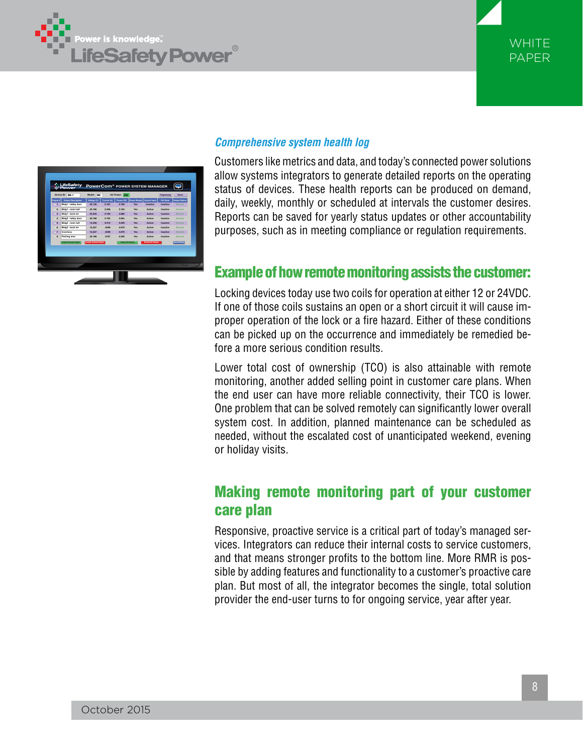### *Comprehensive system health log*

Customers like metrics and data, and today's connected power solutions allow systems integrators to generate detailed reports on the operating status of devices. These health reports can be produced on demand, daily, weekly, monthly or scheduled at intervals the customer desires. Reports can be saved for yearly status updates or other accountability purposes, such as in meeting compliance or regulation requirements.

## Example of how remote monitoring assists the customer:

Locking devices today use two coils for operation at either 12 or 24VDC. If one of those coils sustains an open or a short circuit it will cause improper operation of the lock or a fire hazard. Either of these conditions can be picked up on the occurrence and immediately be remedied before a more serious condition results.

Lower total cost of ownership (TCO) is also attainable with remote monitoring, another added selling point in customer care plans. When the end user can have more reliable connectivity, their TCO is lower. One problem that can be solved remotely can significantly lower overall system cost. In addition, planned maintenance can be scheduled as needed, without the escalated cost of unanticipated weekend, evening or holiday visits.

## Making remote monitoring part of your customer care plan

Responsive, proactive service is a critical part of today's managed services. Integrators can reduce their internal costs to service customers, and that means stronger profits to the bottom line. More RMR is possible by adding features and functionality to a customer's proactive care plan. But most of all, the integrator becomes the single, total solution provider the end-user turns to for ongoing service, year after year.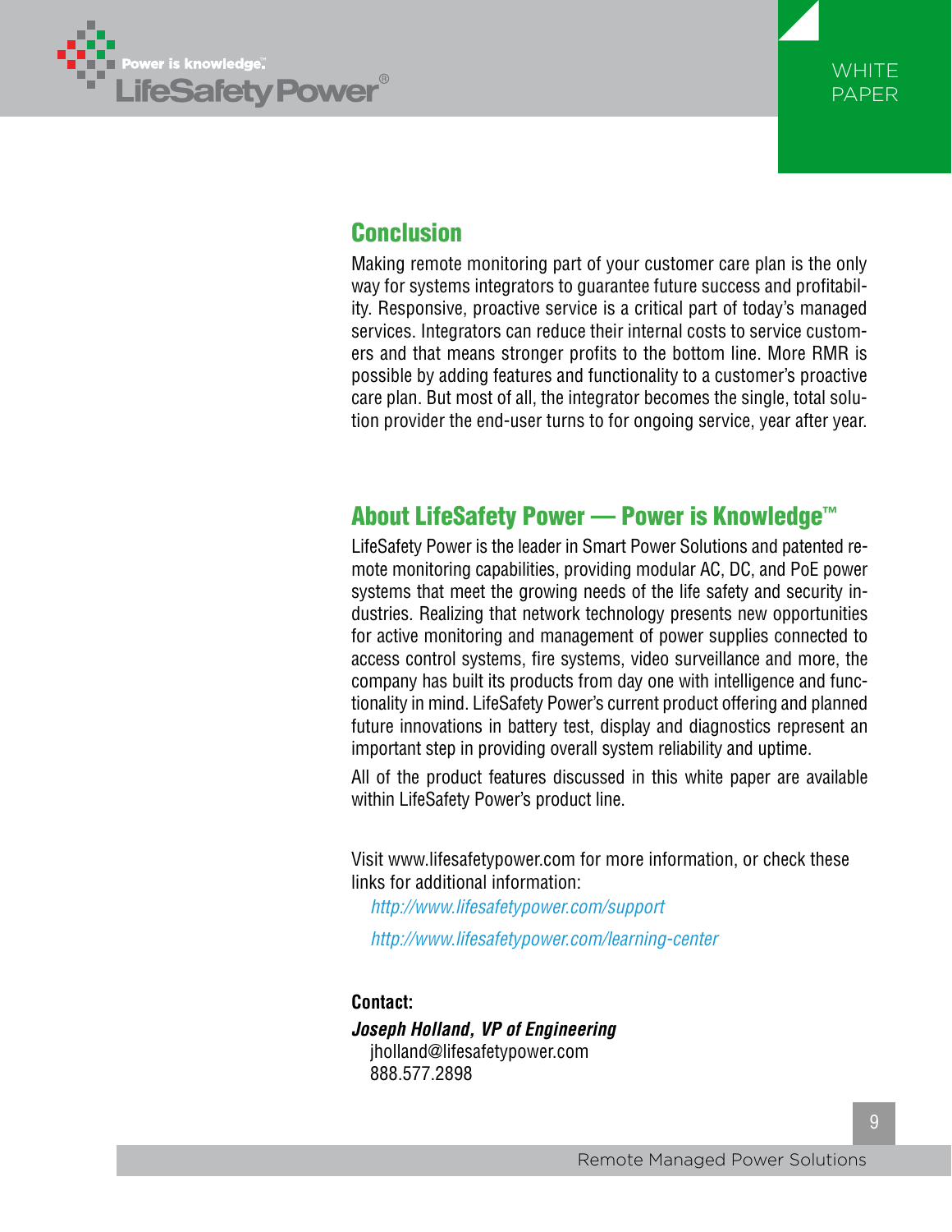## Conclusion

Making remote monitoring part of your customer care plan is the only way for systems integrators to guarantee future success and profitability. Responsive, proactive service is a critical part of today's managed services. Integrators can reduce their internal costs to service customers and that means stronger profits to the bottom line. More RMR is possible by adding features and functionality to a customer's proactive care plan. But most of all, the integrator becomes the single, total solution provider the end-user turns to for ongoing service, year after year.

## About LifeSafety Power — Power is Knowledge™

LifeSafety Power is the leader in Smart Power Solutions and patented remote monitoring capabilities, providing modular AC, DC, and PoE power systems that meet the growing needs of the life safety and security industries. Realizing that network technology presents new opportunities for active monitoring and management of power supplies connected to access control systems, fire systems, video surveillance and more, the company has built its products from day one with intelligence and functionality in mind. LifeSafety Power's current product offering and planned future innovations in battery test, display and diagnostics represent an important step in providing overall system reliability and uptime.

All of the product features discussed in this white paper are available within LifeSafety Power's product line.

Visit www.lifesafetypower.com for more information, or check these links for additional information:

*http://www.lifesafetypower.com/support*

*http://www.lifesafetypower.com/learning-center*

**Contact:**

***Joseph Holland, VP of Engineering***
jholland@lifesafetypower.com
888.577.2898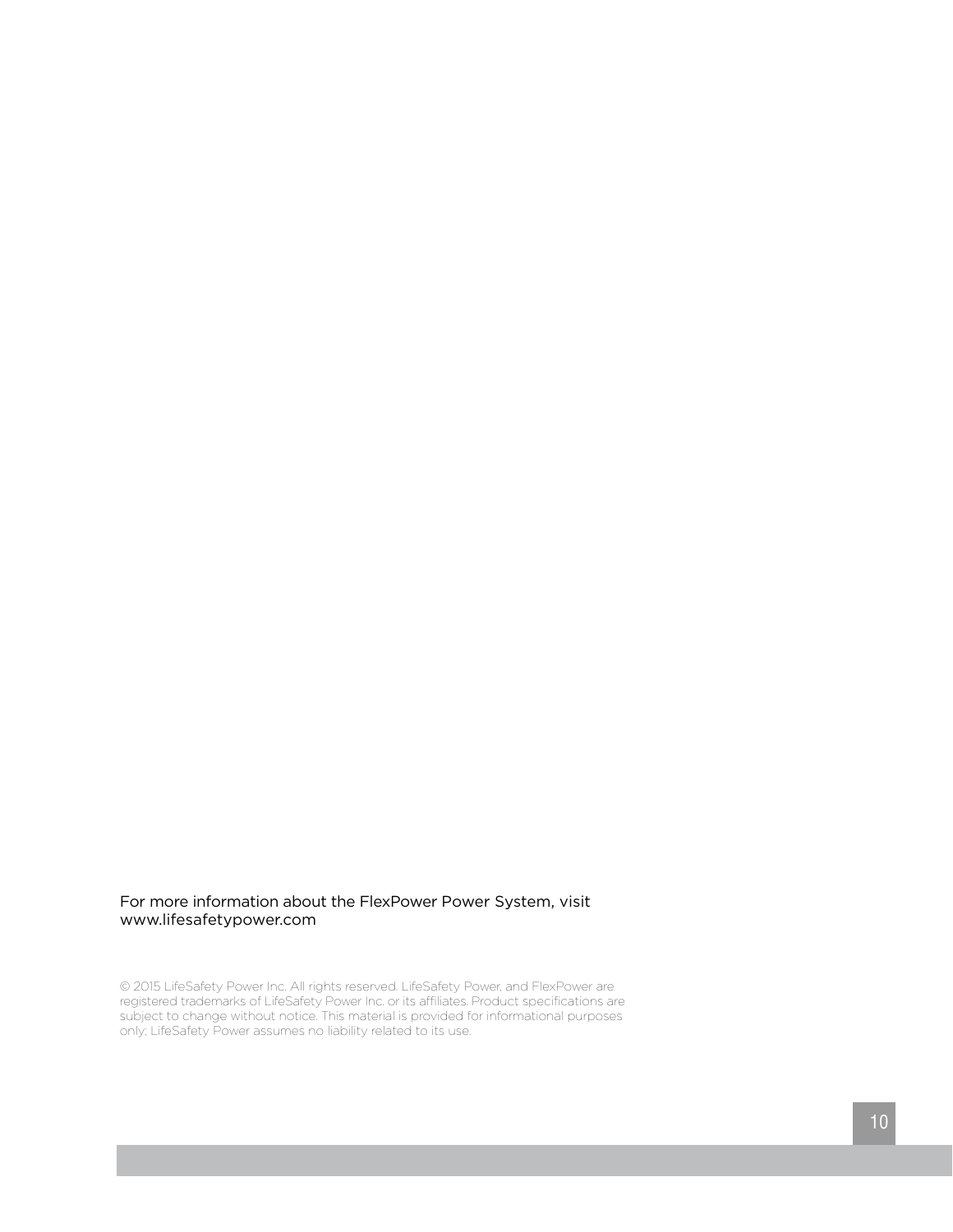For more information about the FlexPower Power System, visit
www.lifesafetypower.com

© 2015 LifeSafety Power Inc. All rights reserved. LifeSafety Power, and FlexPower are registered trademarks of LifeSafety Power Inc. or its affiliates. Product specifications are subject to change without notice. This material is provided for informational purposes only; LifeSafety Power assumes no liability related to its use.